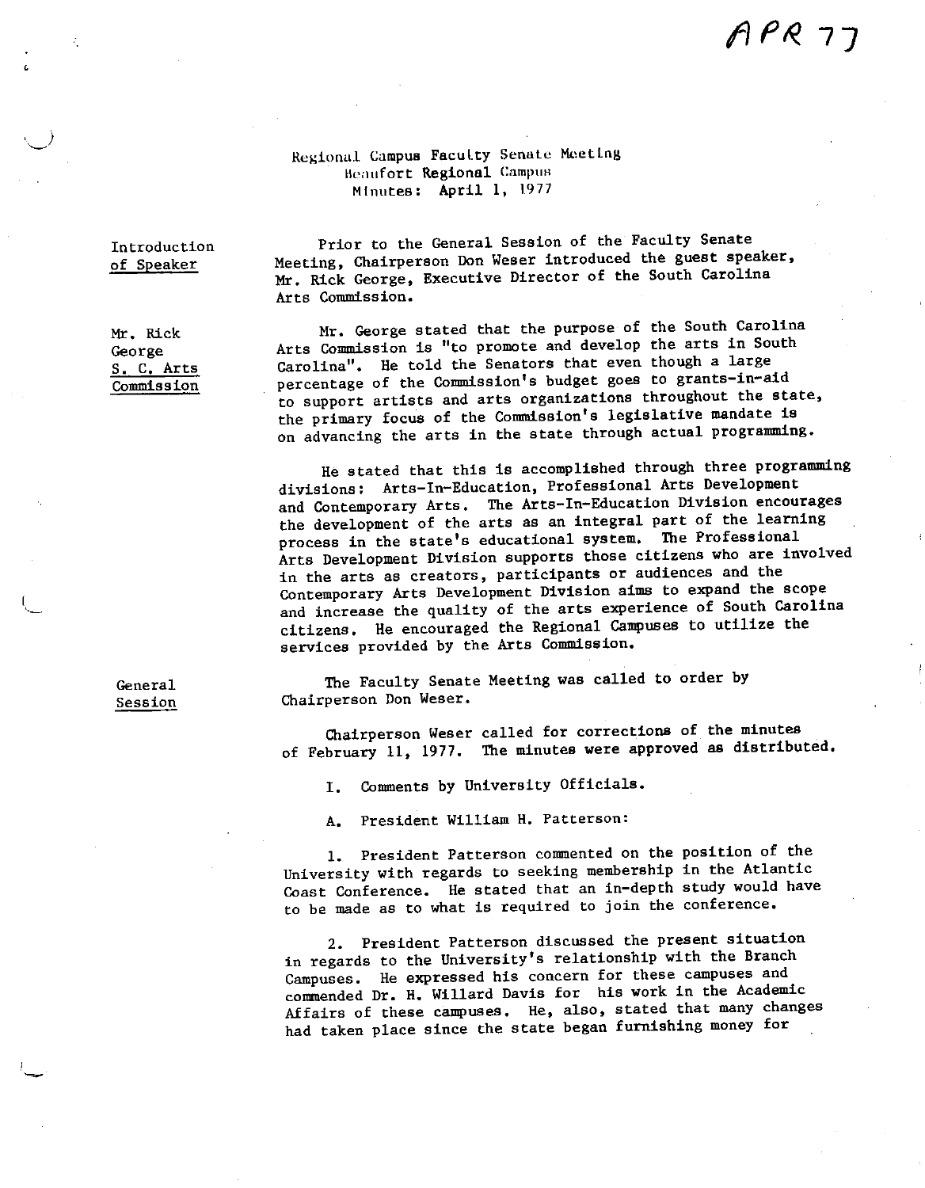APR 77

# Regional Campus Faculty Senate Meeting
## Beaufort Regional Campus
### Minutes: April 1, 1977

**Introduction of Speaker**

Prior to the General Session of the Faculty Senate Meeting, Chairperson Don Weser introduced the guest speaker, Mr. Rick George, Executive Director of the South Carolina Arts Commission.

**Mr. Rick George S. C. Arts Commission**

Mr. George stated that the purpose of the South Carolina Arts Commission is "to promote and develop the arts in South Carolina". He told the Senators that even though a large percentage of the Commission's budget goes to grants-in-aid to support artists and arts organizations throughout the state, the primary focus of the Commission's legislative mandate is on advancing the arts in the state through actual programming.

He stated that this is accomplished through three programming divisions: Arts-In-Education, Professional Arts Development and Contemporary Arts. The Arts-In-Education Division encourages the development of the arts as an integral part of the learning process in the state's educational system. The Professional Arts Development Division supports those citizens who are involved in the arts as creators, participants or audiences and the Contemporary Arts Development Division aims to expand the scope and increase the quality of the arts experience of South Carolina citizens. He encouraged the Regional Campuses to utilize the services provided by the Arts Commission.

**General Session**

The Faculty Senate Meeting was called to order by Chairperson Don Weser.

Chairperson Weser called for corrections of the minutes of February 11, 1977. The minutes were approved as distributed.

I. Comments by University Officials.

A. President William H. Patterson:

1. President Patterson commented on the position of the University with regards to seeking membership in the Atlantic Coast Conference. He stated that an in-depth study would have to be made as to what is required to join the conference.

2. President Patterson discussed the present situation in regards to the University's relationship with the Branch Campuses. He expressed his concern for these campuses and commended Dr. H. Willard Davis for his work in the Academic Affairs of these campuses. He, also, stated that many changes had taken place since the state began furnishing money for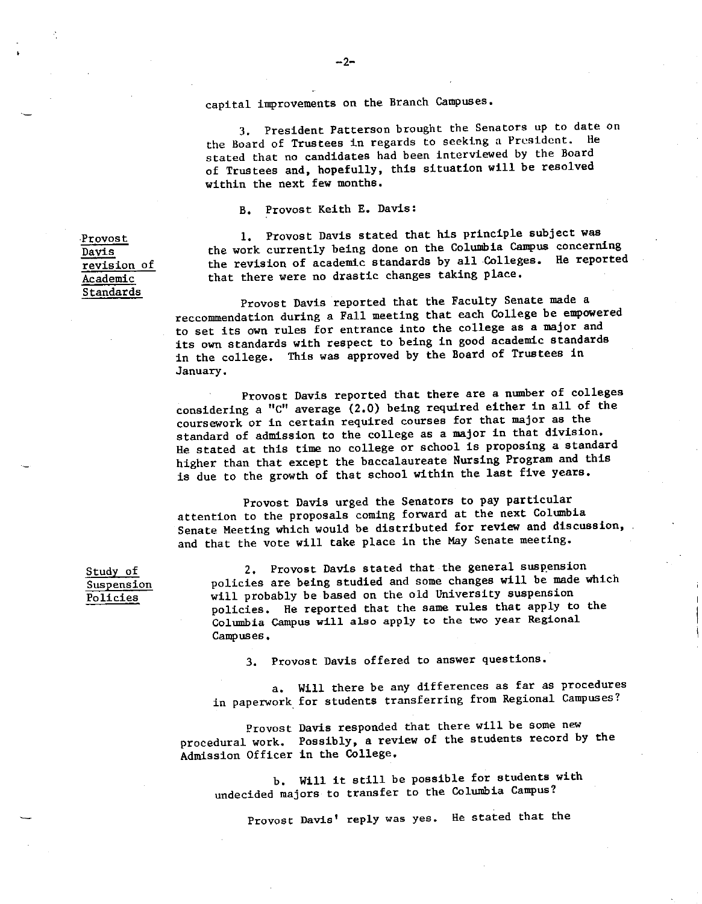capital improvements on the Branch Campuses.

3. President Patterson brought the Senators up to date on the Board of Trustees in regards to seeking a President. He stated that no candidates had been interviewed by the Board of Trustees and, hopefully, this situation will be resolved within the next few months.

B. Provost Keith E. Davis:

**Provost Davis revision of Academic Standards**

1. Provost Davis stated that his principle subject was the work currently being done on the Columbia Campus concerning the revision of academic standards by all Colleges. He reported that there were no drastic changes taking place.

Provost Davis reported that the Faculty Senate made a reccommendation during a Fall meeting that each College be empowered to set its own rules for entrance into the college as a major and its own standards with respect to being in good academic standards in the college. This was approved by the Board of Trustees in January.

Provost Davis reported that there are a number of colleges considering a "C" average (2.0) being required either in all of the coursework or in certain required courses for that major as the standard of admission to the college as a major in that division. He stated at this time no college or school is proposing a standard higher than that except the baccalaureate Nursing Program and this is due to the growth of that school within the last five years.

Provost Davis urged the Senators to pay particular attention to the proposals coming forward at the next Columbia Senate Meeting which would be distributed for review and discussion, and that the vote will take place in the May Senate meeting.

**Study of Suspension Policies**

2. Provost Davis stated that the general suspension policies are being studied and some changes will be made which will probably be based on the old University suspension policies. He reported that the same rules that apply to the Columbia Campus will also apply to the two year Regional Campuses.

3. Provost Davis offered to answer questions.

a. Will there be any differences as far as procedures in paperwork for students transferring from Regional Campuses?

Provost Davis responded that there will be some new procedural work. Possibly, a review of the students record by the Admission Officer in the College.

b. Will it still be possible for students with undecided majors to transfer to the Columbia Campus?

Provost Davis' reply was yes. He stated that the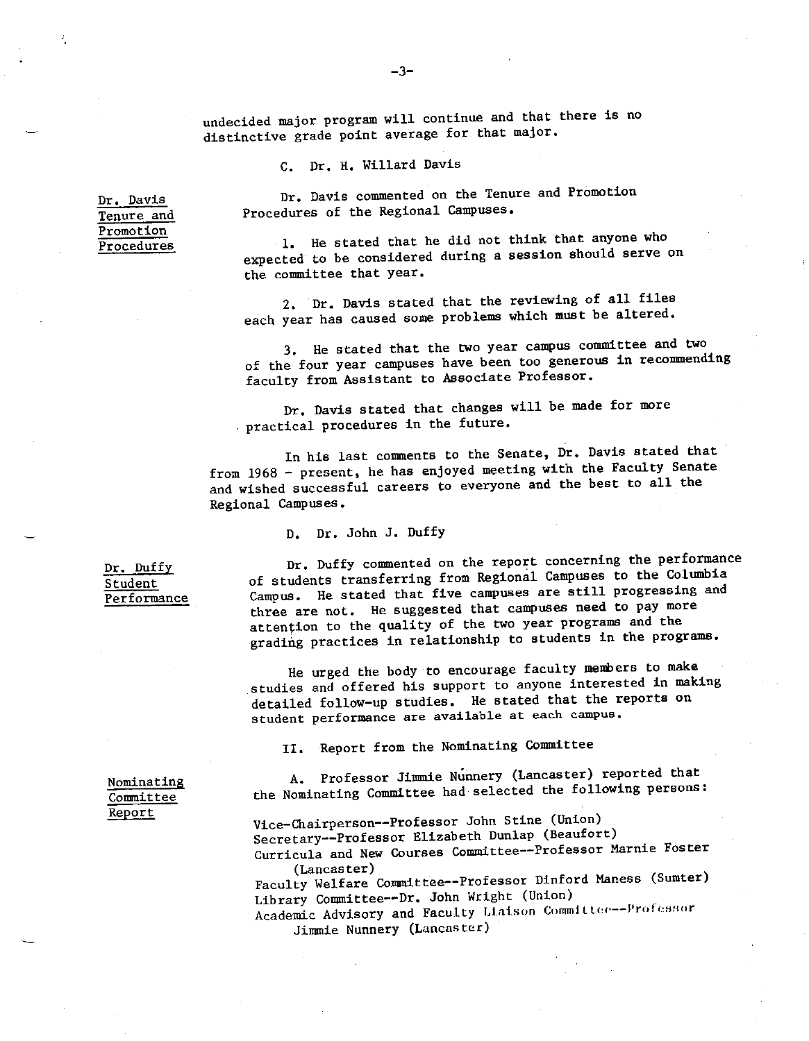undecided major program will continue and that there is no distinctive grade point average for that major.

C. Dr. H. Willard Davis

Dr. Davis Tenure and Promotion Procedures

Dr. Davis commented on the Tenure and Promotion Procedures of the Regional Campuses.

1. He stated that he did not think that anyone who expected to be considered during a session should serve on the committee that year.

2. Dr. Davis stated that the reviewing of all files each year has caused some problems which must be altered.

3. He stated that the two year campus committee and two of the four year campuses have been too generous in recommending faculty from Assistant to Associate Professor.

Dr. Davis stated that changes will be made for more practical procedures in the future.

In his last comments to the Senate, Dr. Davis stated that from 1968 - present, he has enjoyed meeting with the Faculty Senate and wished successful careers to everyone and the best to all the Regional Campuses.

D. Dr. John J. Duffy

Dr. Duffy Student Performance

Dr. Duffy commented on the report concerning the performance of students transferring from Regional Campuses to the Columbia Campus. He stated that five campuses are still progressing and three are not. He suggested that campuses need to pay more attention to the quality of the two year programs and the grading practices in relationship to students in the programs.

He urged the body to encourage faculty members to make studies and offered his support to anyone interested in making detailed follow-up studies. He stated that the reports on student performance are available at each campus.

II. Report from the Nominating Committee

Nominating Committee Report

A. Professor Jimmie Nunnery (Lancaster) reported that the Nominating Committee had selected the following persons:

Vice-Chairperson--Professor John Stine (Union)
Secretary--Professor Elizabeth Dunlap (Beaufort)
Curricula and New Courses Committee--Professor Marnie Foster (Lancaster)
Faculty Welfare Committee--Professor Dinford Maness (Sumter)
Library Committee--Dr. John Wright (Union)
Academic Advisory and Faculty Liaison Committee--Professor Jimmie Nunnery (Lancaster)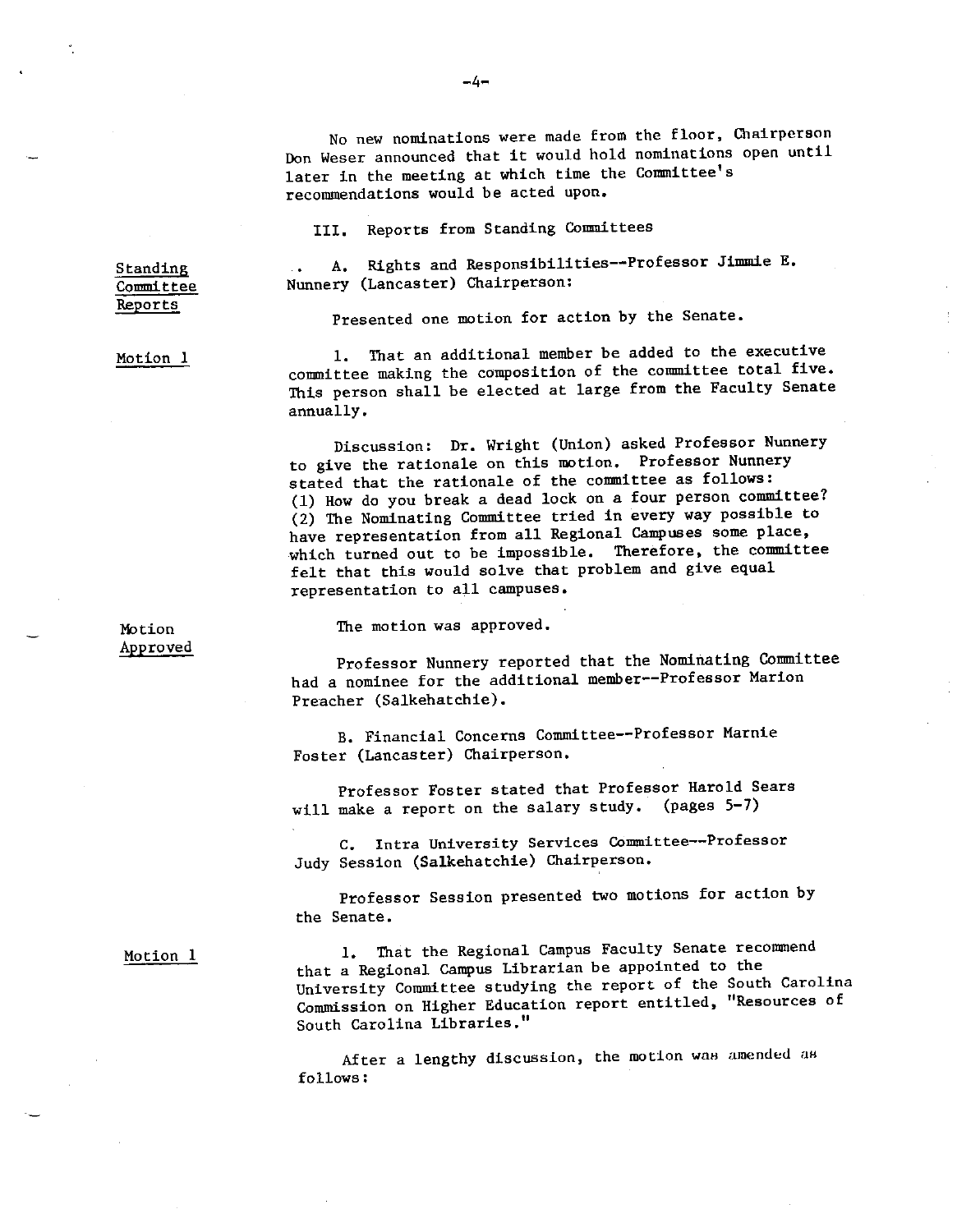No new nominations were made from the floor, Chairperson Don Weser announced that it would hold nominations open until later in the meeting at which time the Committee's recommendations would be acted upon.

III. Reports from Standing Committees

**Standing Committee Reports**

A. Rights and Responsibilities--Professor Jimmie E. Nunnery (Lancaster) Chairperson:

Presented one motion for action by the Senate.

**Motion 1**

1. That an additional member be added to the executive committee making the composition of the committee total five. This person shall be elected at large from the Faculty Senate annually.

Discussion: Dr. Wright (Union) asked Professor Nunnery to give the rationale on this motion. Professor Nunnery stated that the rationale of the committee as follows: (1) How do you break a dead lock on a four person committee? (2) The Nominating Committee tried in every way possible to have representation from all Regional Campuses some place, which turned out to be impossible. Therefore, the committee felt that this would solve that problem and give equal representation to all campuses.

**Motion Approved**

The motion was approved.

Professor Nunnery reported that the Nominating Committee had a nominee for the additional member--Professor Marion Preacher (Salkehatchie).

B. Financial Concerns Committee--Professor Marnie Foster (Lancaster) Chairperson.

Professor Foster stated that Professor Harold Sears will make a report on the salary study. (pages 5-7)

C. Intra University Services Committee--Professor Judy Session (Salkehatchie) Chairperson.

Professor Session presented two motions for action by the Senate.

**Motion 1**

1. That the Regional Campus Faculty Senate recommend that a Regional Campus Librarian be appointed to the University Committee studying the report of the South Carolina Commission on Higher Education report entitled, "Resources of South Carolina Libraries."

After a lengthy discussion, the motion was amended as follows: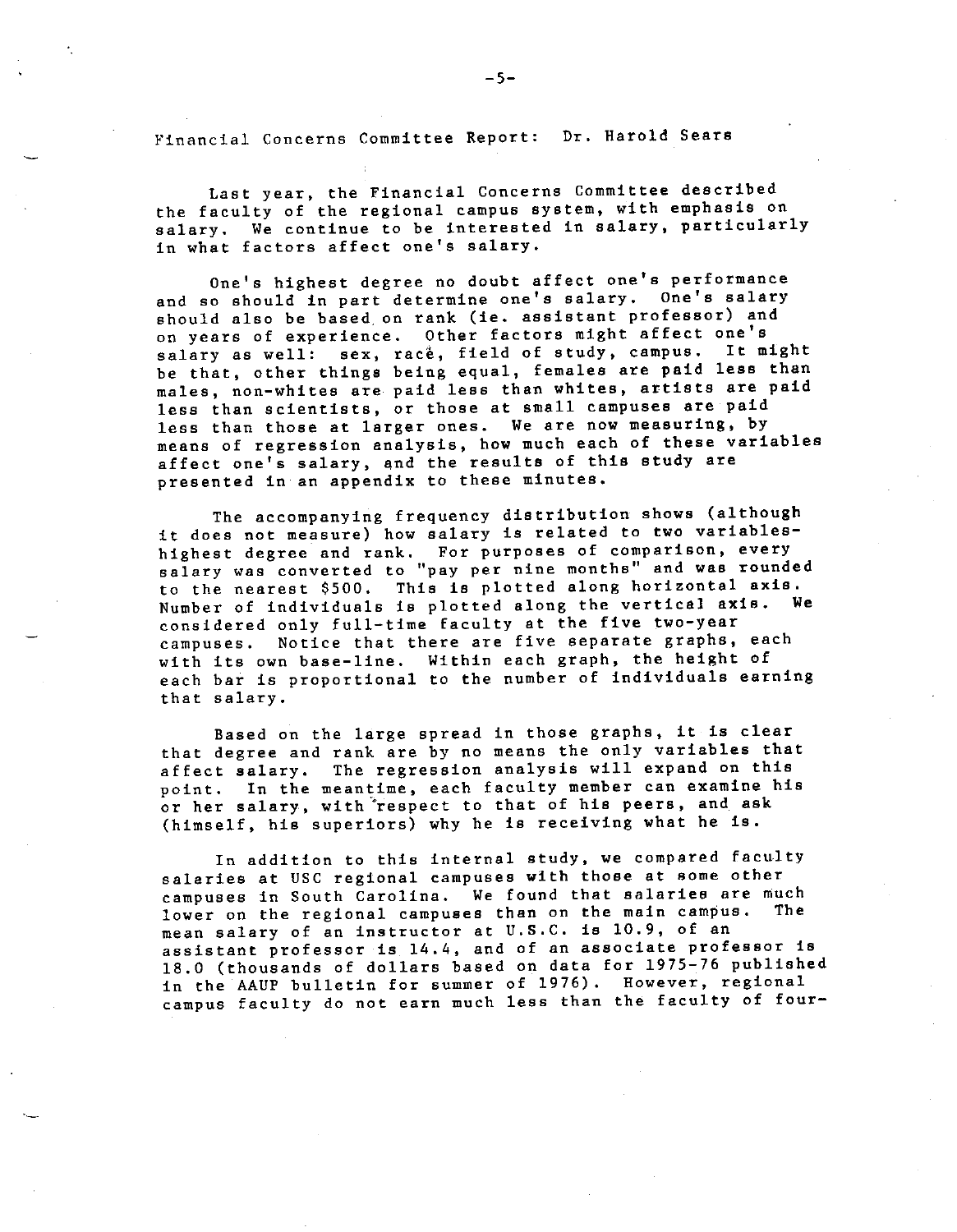Financial Concerns Committee Report: Dr. Harold Sears

Last year, the Financial Concerns Committee described the faculty of the regional campus system, with emphasis on salary. We continue to be interested in salary, particularly in what factors affect one's salary.

One's highest degree no doubt affect one's performance and so should in part determine one's salary. One's salary should also be based on rank (ie. assistant professor) and on years of experience. Other factors might affect one's salary as well: sex, race, field of study, campus. It might be that, other things being equal, females are paid less than males, non-whites are paid less than whites, artists are paid less than scientists, or those at small campuses are paid less than those at larger ones. We are now measuring, by means of regression analysis, how much each of these variables affect one's salary, and the results of this study are presented in an appendix to these minutes.

The accompanying frequency distribution shows (although it does not measure) how salary is related to two variables- highest degree and rank. For purposes of comparison, every salary was converted to "pay per nine months" and was rounded to the nearest $500. This is plotted along horizontal axis. Number of individuals is plotted along the vertical axis. We considered only full-time faculty at the five two-year campuses. Notice that there are five separate graphs, each with its own base-line. Within each graph, the height of each bar is proportional to the number of individuals earning that salary.

Based on the large spread in those graphs, it is clear that degree and rank are by no means the only variables that affect salary. The regression analysis will expand on this point. In the meantime, each faculty member can examine his or her salary, with respect to that of his peers, and ask (himself, his superiors) why he is receiving what he is.

In addition to this internal study, we compared faculty salaries at USC regional campuses with those at some other campuses in South Carolina. We found that salaries are much lower on the regional campuses than on the main campus. The mean salary of an instructor at U.S.C. is 10.9, of an assistant professor is 14.4, and of an associate professor is 18.0 (thousands of dollars based on data for 1975-76 published in the AAUP bulletin for summer of 1976). However, regional campus faculty do not earn much less than the faculty of four-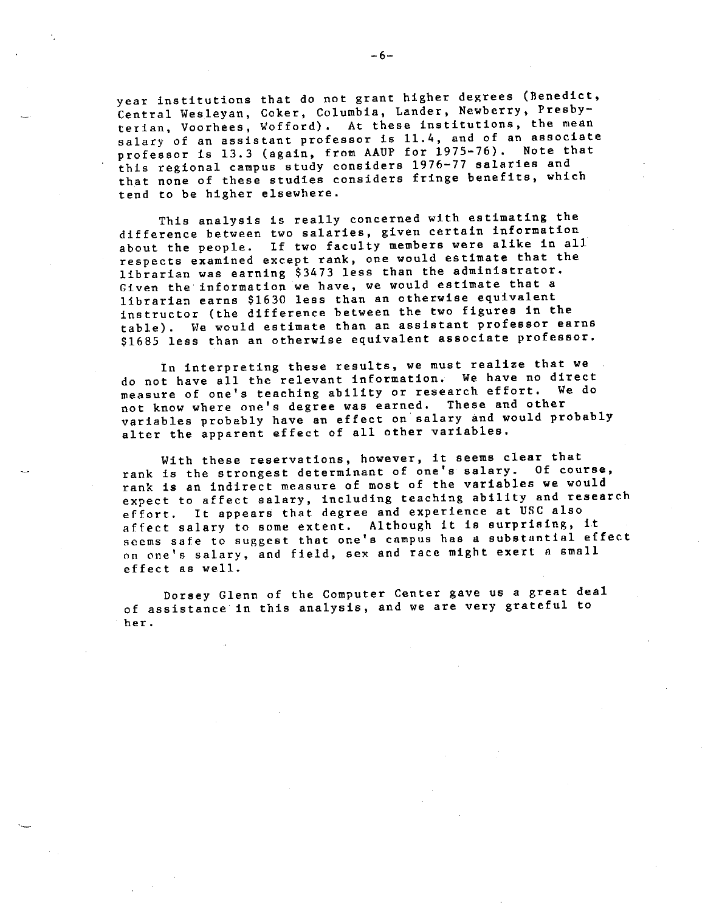year institutions that do not grant higher degrees (Benedict, Central Wesleyan, Coker, Columbia, Lander, Newberry, Presbyterian, Voorhees, Wofford). At these institutions, the mean salary of an assistant professor is 11.4, and of an associate professor is 13.3 (again, from AAUP for 1975-76). Note that this regional campus study considers 1976-77 salaries and that none of these studies considers fringe benefits, which tend to be higher elsewhere.

This analysis is really concerned with estimating the difference between two salaries, given certain information about the people. If two faculty members were alike in all respects examined except rank, one would estimate that the librarian was earning $3473 less than the administrator. Given the information we have, we would estimate that a librarian earns $1630 less than an otherwise equivalent instructor (the difference between the two figures in the table). We would estimate than an assistant professor earns $1685 less than an otherwise equivalent associate professor.

In interpreting these results, we must realize that we do not have all the relevant information. We have no direct measure of one's teaching ability or research effort. We do not know where one's degree was earned. These and other variables probably have an effect on salary and would probably alter the apparent effect of all other variables.

With these reservations, however, it seems clear that rank is the strongest determinant of one's salary. Of course, rank is an indirect measure of most of the variables we would expect to affect salary, including teaching ability and research effort. It appears that degree and experience at USC also affect salary to some extent. Although it is surprising, it seems safe to suggest that one's campus has a substantial effect on one's salary, and field, sex and race might exert a small effect as well.

Dorsey Glenn of the Computer Center gave us a great deal of assistance in this analysis, and we are very grateful to her.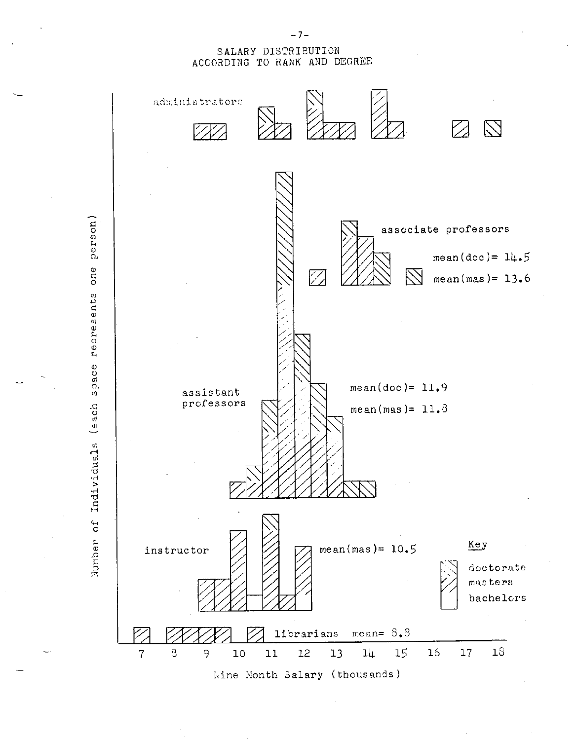# SALARY DISTRIBUTION
## ACCORDING TO RANK AND DEGREE

administrators

associate professors

mean(doc)= 14.5

mean(mas)= 13.6

assistant professors

mean(doc)= 11.9

mean(mas)= 11.8

instructor

mean(mas)= 10.5

librarians mean= 8.3

Key

doctorate

masters

bachelors

Number of Individuals (each space represents one person)

7 8 9 10 11 12 13 14 15 16 17 18

Nine Month Salary (thousands)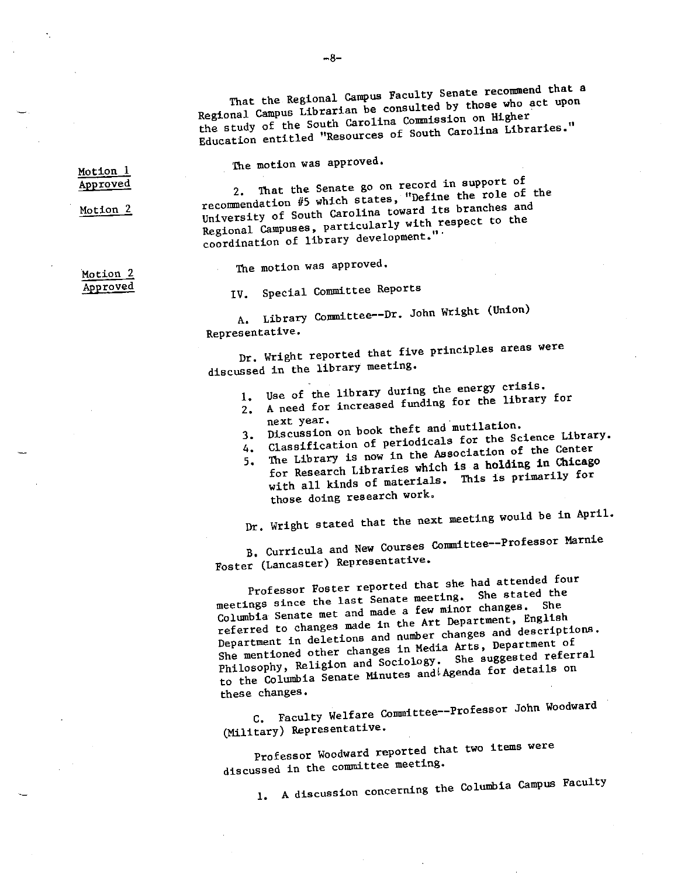That the Regional Campus Faculty Senate recommend that a Regional Campus Librarian be consulted by those who act upon the study of the South Carolina Commission on Higher Education entitled "Resources of South Carolina Libraries."

The motion was approved.

Motion 1 Approved

Motion 2

2. That the Senate go on record in support of recommendation #5 which states, "Define the role of the University of South Carolina toward its branches and Regional Campuses, particularly with respect to the coordination of library development."

The motion was approved.

Motion 2 Approved

IV. Special Committee Reports

A. Library Committee--Dr. John Wright (Union) Representative.

Dr. Wright reported that five principles areas were discussed in the library meeting.

1. Use of the library during the energy crisis.
2. A need for increased funding for the library for next year.
3. Discussion on book theft and mutilation.
4. Classification of periodicals for the Science Library.
5. The Library is now in the Association of the Center for Research Libraries which is a holding in Chicago with all kinds of materials. This is primarily for those doing research work.

Dr. Wright stated that the next meeting would be in April.

B. Curricula and New Courses Committee--Professor Marnie Foster (Lancaster) Representative.

Professor Foster reported that she had attended four meetings since the last Senate meeting. She stated the Columbia Senate met and made a few minor changes. She referred to changes made in the Art Department, English Department in deletions and number changes and descriptions. She mentioned other changes in Media Arts, Department of Philosophy, Religion and Sociology. She suggested referral to the Columbia Senate Minutes and Agenda for details on these changes.

C. Faculty Welfare Committee--Professor John Woodward (Military) Representative.

Professor Woodward reported that two items were discussed in the committee meeting.

1. A discussion concerning the Columbia Campus Faculty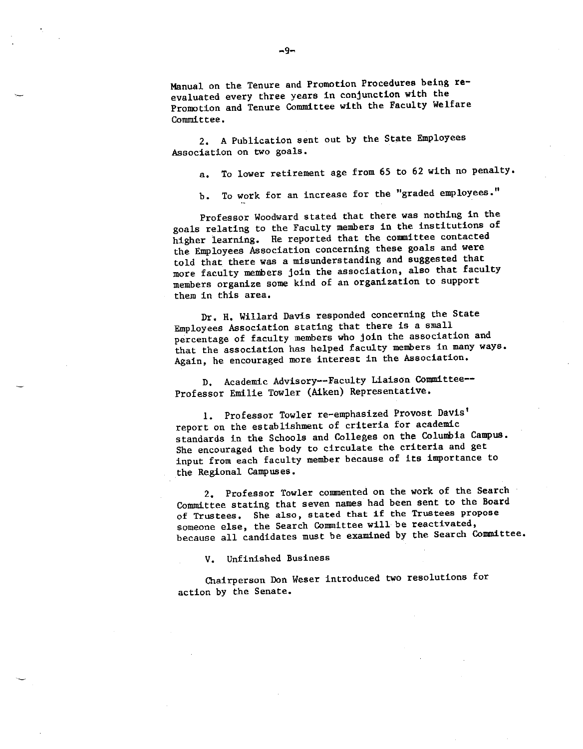Manual on the Tenure and Promotion Procedures being re-evaluated every three years in conjunction with the Promotion and Tenure Committee with the Faculty Welfare Committee.

2. A Publication sent out by the State Employees Association on two goals.

a. To lower retirement age from 65 to 62 with no penalty.

b. To work for an increase for the "graded employees."

Professor Woodward stated that there was nothing in the goals relating to the Faculty members in the institutions of higher learning. He reported that the committee contacted the Employees Association concerning these goals and were told that there was a misunderstanding and suggested that more faculty members join the association, also that faculty members organize some kind of an organization to support them in this area.

Dr. H. Willard Davis responded concerning the State Employees Association stating that there is a small percentage of faculty members who join the association and that the association has helped faculty members in many ways. Again, he encouraged more interest in the Association.

D. Academic Advisory--Faculty Liaison Committee--Professor Emilie Towler (Aiken) Representative.

1. Professor Towler re-emphasized Provost Davis' report on the establishment of criteria for academic standards in the Schools and Colleges on the Columbia Campus. She encouraged the body to circulate the criteria and get input from each faculty member because of its importance to the Regional Campuses.

2. Professor Towler commented on the work of the Search Committee stating that seven names had been sent to the Board of Trustees. She also, stated that if the Trustees propose someone else, the Search Committee will be reactivated, because all candidates must be examined by the Search Committee.

V. Unfinished Business

Chairperson Don Weser introduced two resolutions for action by the Senate.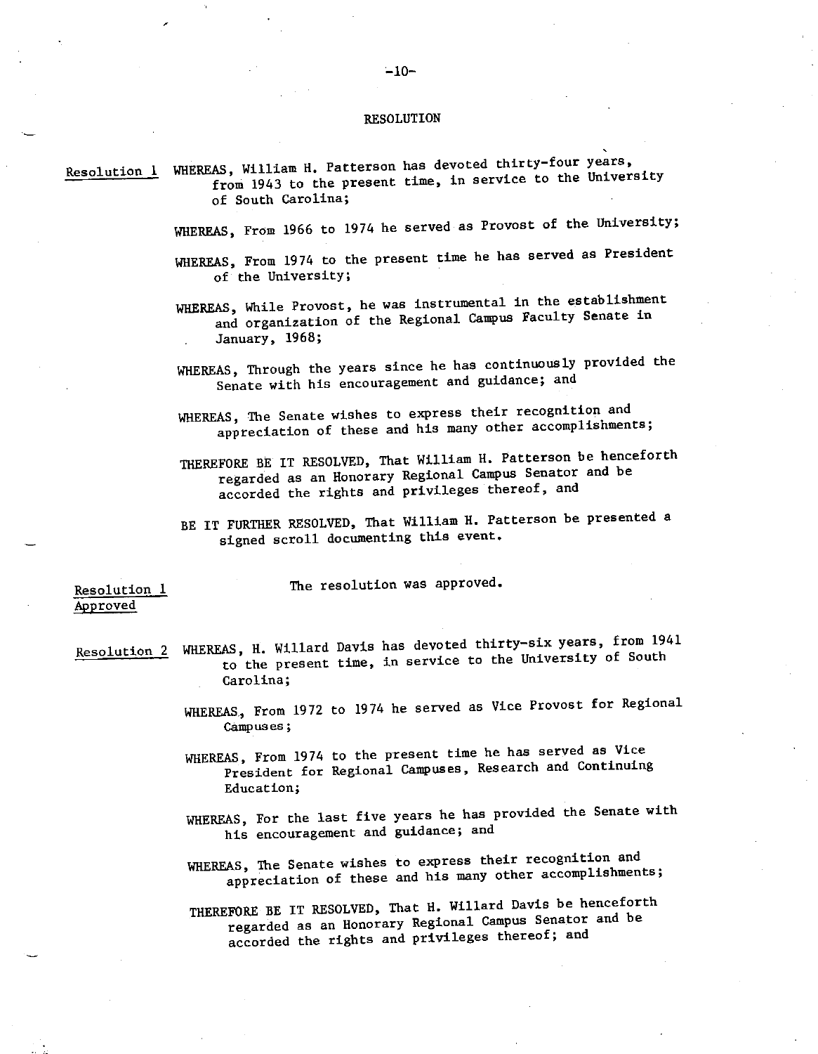## RESOLUTION

Resolution 1 WHEREAS, William H. Patterson has devoted thirty-four years, from 1943 to the present time, in service to the University of South Carolina;

WHEREAS, From 1966 to 1974 he served as Provost of the University;

WHEREAS, From 1974 to the present time he has served as President of the University;

WHEREAS, While Provost, he was instrumental in the establishment and organization of the Regional Campus Faculty Senate in January, 1968;

WHEREAS, Through the years since he has continuously provided the Senate with his encouragement and guidance; and

WHEREAS, The Senate wishes to express their recognition and appreciation of these and his many other accomplishments;

THEREFORE BE IT RESOLVED, That William H. Patterson be henceforth regarded as an Honorary Regional Campus Senator and be accorded the rights and privileges thereof, and

BE IT FURTHER RESOLVED, That William H. Patterson be presented a signed scroll documenting this event.

Resolution 1 Approved

The resolution was approved.

Resolution 2 WHEREAS, H. Willard Davis has devoted thirty-six years, from 1941 to the present time, in service to the University of South Carolina;

WHEREAS, From 1972 to 1974 he served as Vice Provost for Regional Campuses;

WHEREAS, From 1974 to the present time he has served as Vice President for Regional Campuses, Research and Continuing Education;

WHEREAS, For the last five years he has provided the Senate with his encouragement and guidance; and

WHEREAS, The Senate wishes to express their recognition and appreciation of these and his many other accomplishments;

THEREFORE BE IT RESOLVED, That H. Willard Davis be henceforth regarded as an Honorary Regional Campus Senator and be accorded the rights and privileges thereof; and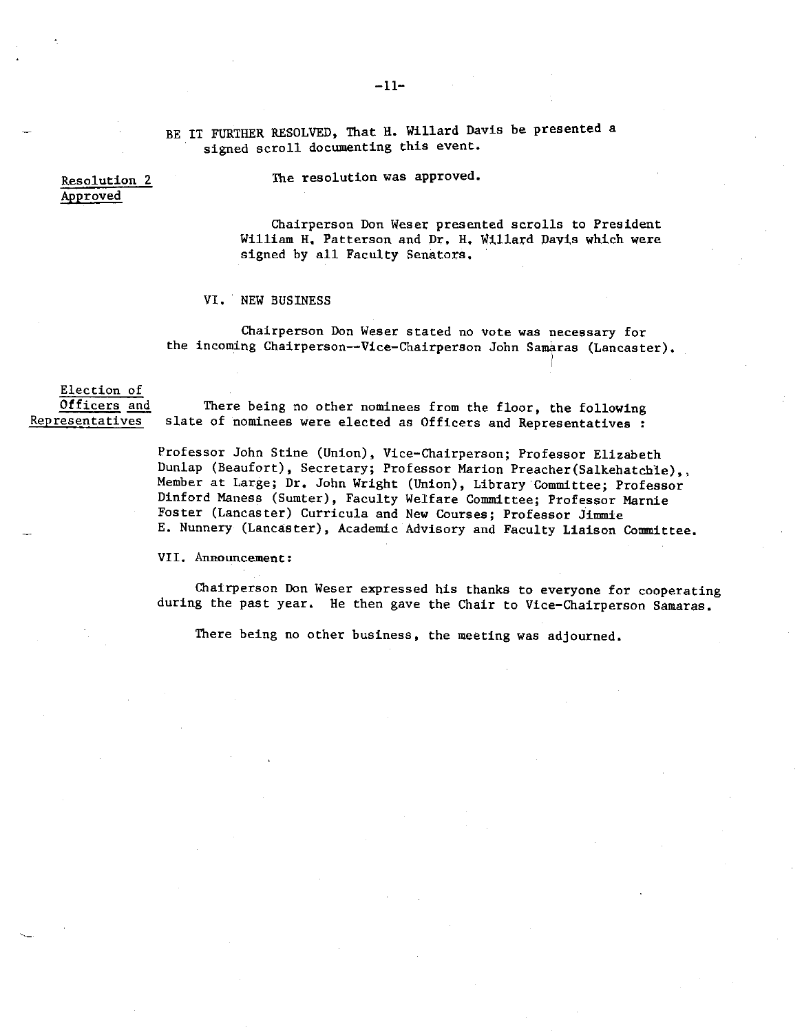BE IT FURTHER RESOLVED, That H. Willard Davis be presented a signed scroll documenting this event.

Resolution 2 Approved

The resolution was approved.

Chairperson Don Weser presented scrolls to President William H. Patterson and Dr. H. Willard Davis which were signed by all Faculty Senators.

VI. NEW BUSINESS

Chairperson Don Weser stated no vote was necessary for the incoming Chairperson--Vice-Chairperson John Samaras (Lancaster).

Election of Officers and Representatives

There being no other nominees from the floor, the following slate of nominees were elected as Officers and Representatives :

Professor John Stine (Union), Vice-Chairperson; Professor Elizabeth Dunlap (Beaufort), Secretary; Professor Marion Preacher(Salkehatchie),, Member at Large; Dr. John Wright (Union), Library Committee; Professor Dinford Maness (Sumter), Faculty Welfare Committee; Professor Marnie Foster (Lancaster) Curricula and New Courses; Professor Jimmie E. Nunnery (Lancaster), Academic Advisory and Faculty Liaison Committee.

VII. Announcement:

Chairperson Don Weser expressed his thanks to everyone for cooperating during the past year. He then gave the Chair to Vice-Chairperson Samaras.

There being no other business, the meeting was adjourned.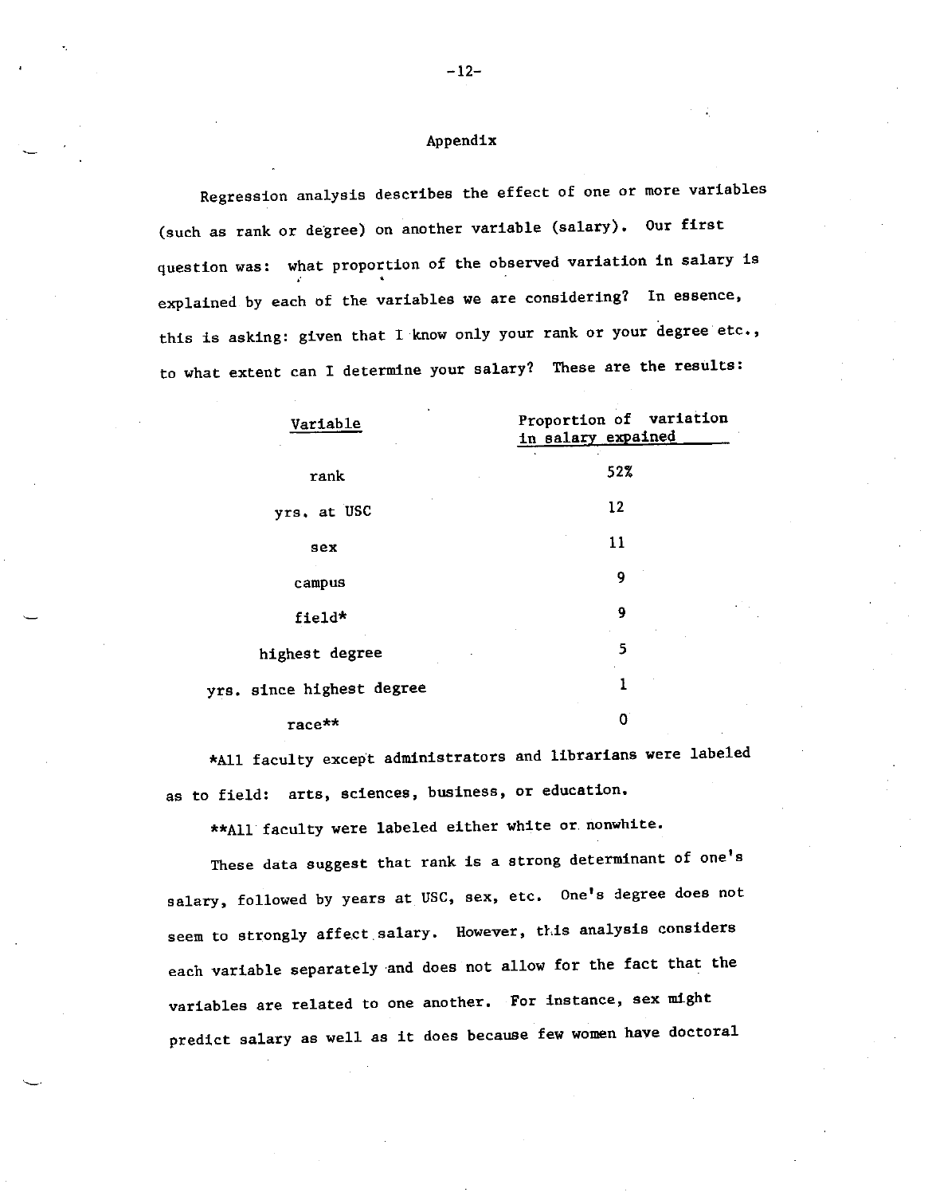## Appendix

Regression analysis describes the effect of one or more variables (such as rank or degree) on another variable (salary). Our first question was: what proportion of the observed variation in salary is explained by each of the variables we are considering? In essence, this is asking: given that I know only your rank or your degree etc., to what extent can I determine your salary? These are the results:

| Variable | Proportion of variation in salary expained |
|---|---|
| rank | 52% |
| yrs. at USC | 12 |
| sex | 11 |
| campus | 9 |
| field* | 9 |
| highest degree | 5 |
| yrs. since highest degree | 1 |
| race** | 0 |

*All faculty except administrators and librarians were labeled as to field: arts, sciences, business, or education.

**All faculty were labeled either white or nonwhite.

These data suggest that rank is a strong determinant of one's salary, followed by years at USC, sex, etc. One's degree does not seem to strongly affect salary. However, this analysis considers each variable separately and does not allow for the fact that the variables are related to one another. For instance, sex might predict salary as well as it does because few women have doctoral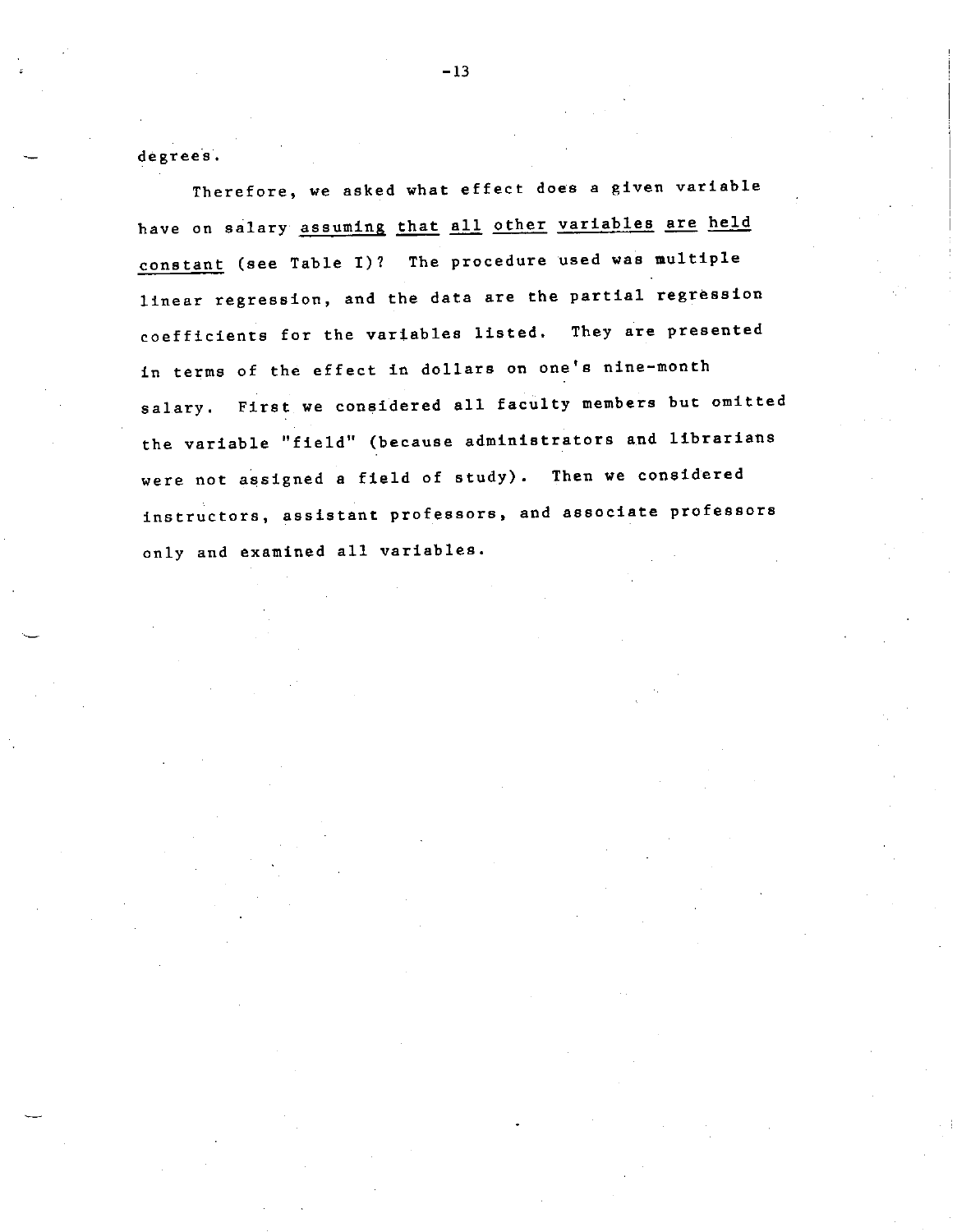degrees.

Therefore, we asked what effect does a given variable have on salary <u>assuming that all other variables are held constant</u> (see Table I)? The procedure used was multiple linear regression, and the data are the partial regression coefficients for the variables listed. They are presented in terms of the effect in dollars on one's nine-month salary. First we considered all faculty members but omitted the variable "field" (because administrators and librarians were not assigned a field of study). Then we considered instructors, assistant professors, and associate professors only and examined all variables.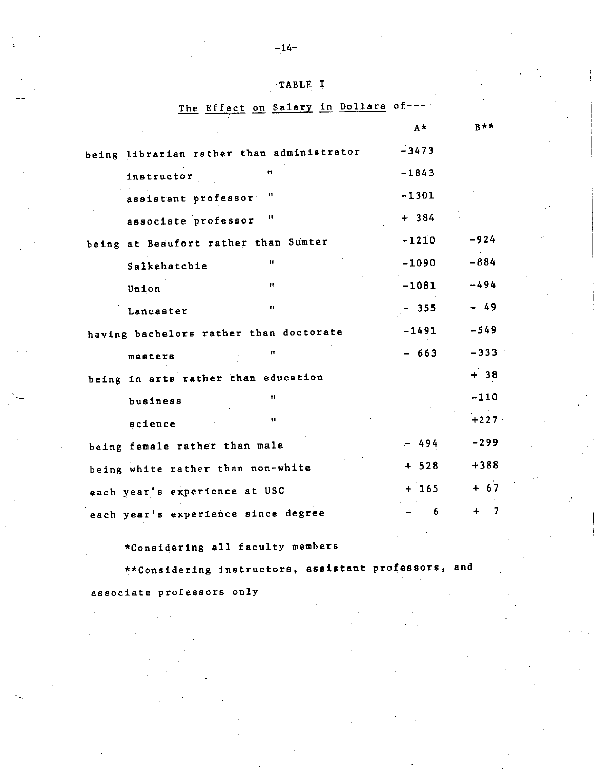## TABLE I

The Effect on Salary in Dollars of---

| | A* | B** |
|---|---|---|
| being librarian rather than administrator | -3473 | |
| instructor " | -1843 | |
| assistant professor " | -1301 | |
| associate professor " | + 384 | |
| being at Beaufort rather than Sumter | -1210 | -924 |
| Salkehatchie " | -1090 | -884 |
| Union " | -1081 | -494 |
| Lancaster " | - 355 | - 49 |
| having bachelors rather than doctorate | -1491 | -549 |
| masters " | - 663 | -333 |
| being in arts rather than education | | + 38 |
| business " | | -110 |
| science " | | +227 |
| being female rather than male | - 494 | -299 |
| being white rather than non-white | + 528 | +388 |
| each year's experience at USC | + 165 | + 67 |
| each year's experience since degree | - 6 | + 7 |

*Considering all faculty members

**Considering instructors, assistant professors, and associate professors only